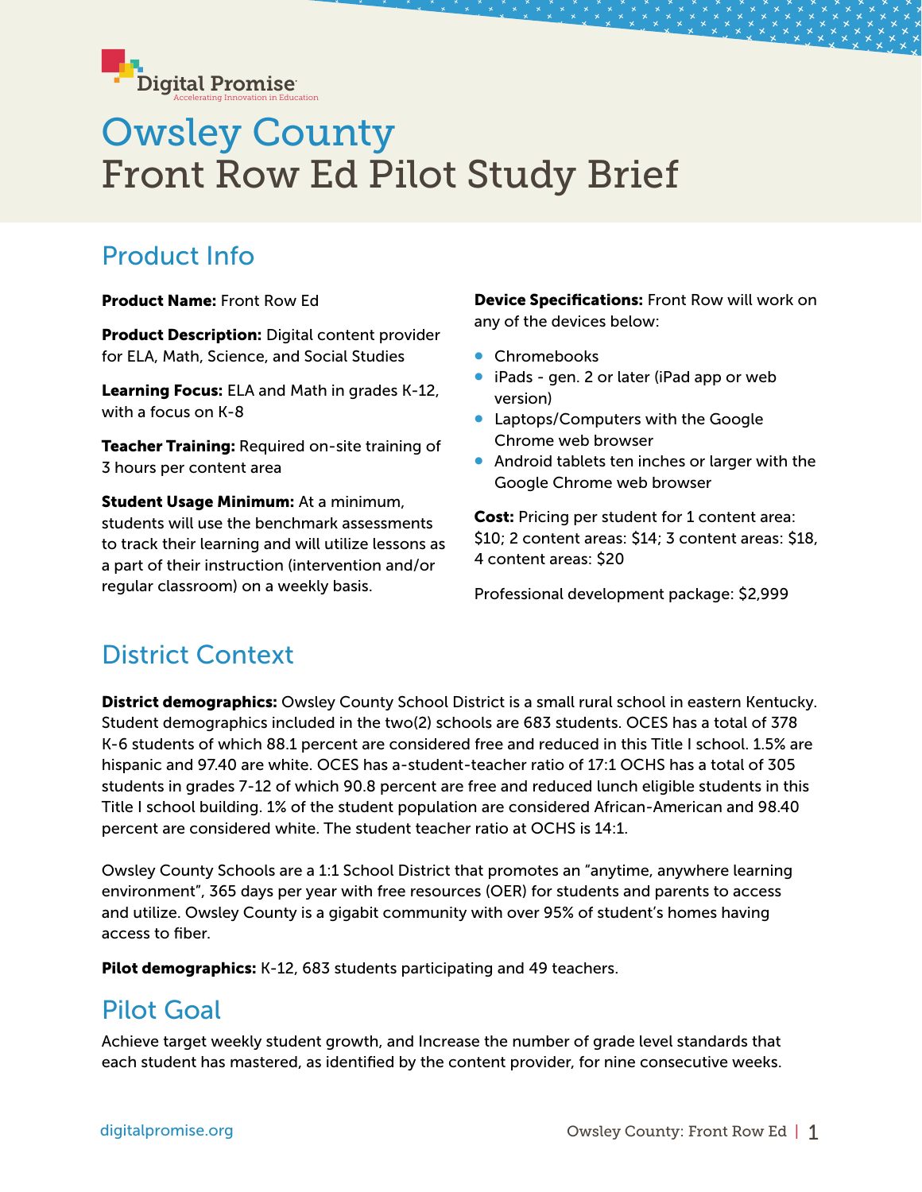Digital Promise
Accelerating Innovation in Education

# Owsley County Front Row Ed Pilot Study Brief

## Product Info

**Product Name:** Front Row Ed

**Product Description:** Digital content provider for ELA, Math, Science, and Social Studies

**Learning Focus:** ELA and Math in grades K-12, with a focus on K-8

**Teacher Training:** Required on-site training of 3 hours per content area

**Student Usage Minimum:** At a minimum, students will use the benchmark assessments to track their learning and will utilize lessons as a part of their instruction (intervention and/or regular classroom) on a weekly basis.

**Device Specifications:** Front Row will work on any of the devices below:

- Chromebooks
- iPads - gen. 2 or later (iPad app or web version)
- Laptops/Computers with the Google Chrome web browser
- Android tablets ten inches or larger with the Google Chrome web browser

**Cost:** Pricing per student for 1 content area: $10; 2 content areas: $14; 3 content areas: $18, 4 content areas: $20

Professional development package: $2,999

## District Context

**District demographics:** Owsley County School District is a small rural school in eastern Kentucky. Student demographics included in the two(2) schools are 683 students. OCES has a total of 378 K-6 students of which 88.1 percent are considered free and reduced in this Title I school. 1.5% are hispanic and 97.40 are white. OCES has a-student-teacher ratio of 17:1 OCHS has a total of 305 students in grades 7-12 of which 90.8 percent are free and reduced lunch eligible students in this Title I school building. 1% of the student population are considered African-American and 98.40 percent are considered white. The student teacher ratio at OCHS is 14:1.

Owsley County Schools are a 1:1 School District that promotes an "anytime, anywhere learning environment", 365 days per year with free resources (OER) for students and parents to access and utilize. Owsley County is a gigabit community with over 95% of student's homes having access to fiber.

**Pilot demographics:** K-12, 683 students participating and 49 teachers.

## Pilot Goal

Achieve target weekly student growth, and Increase the number of grade level standards that each student has mastered, as identified by the content provider, for nine consecutive weeks.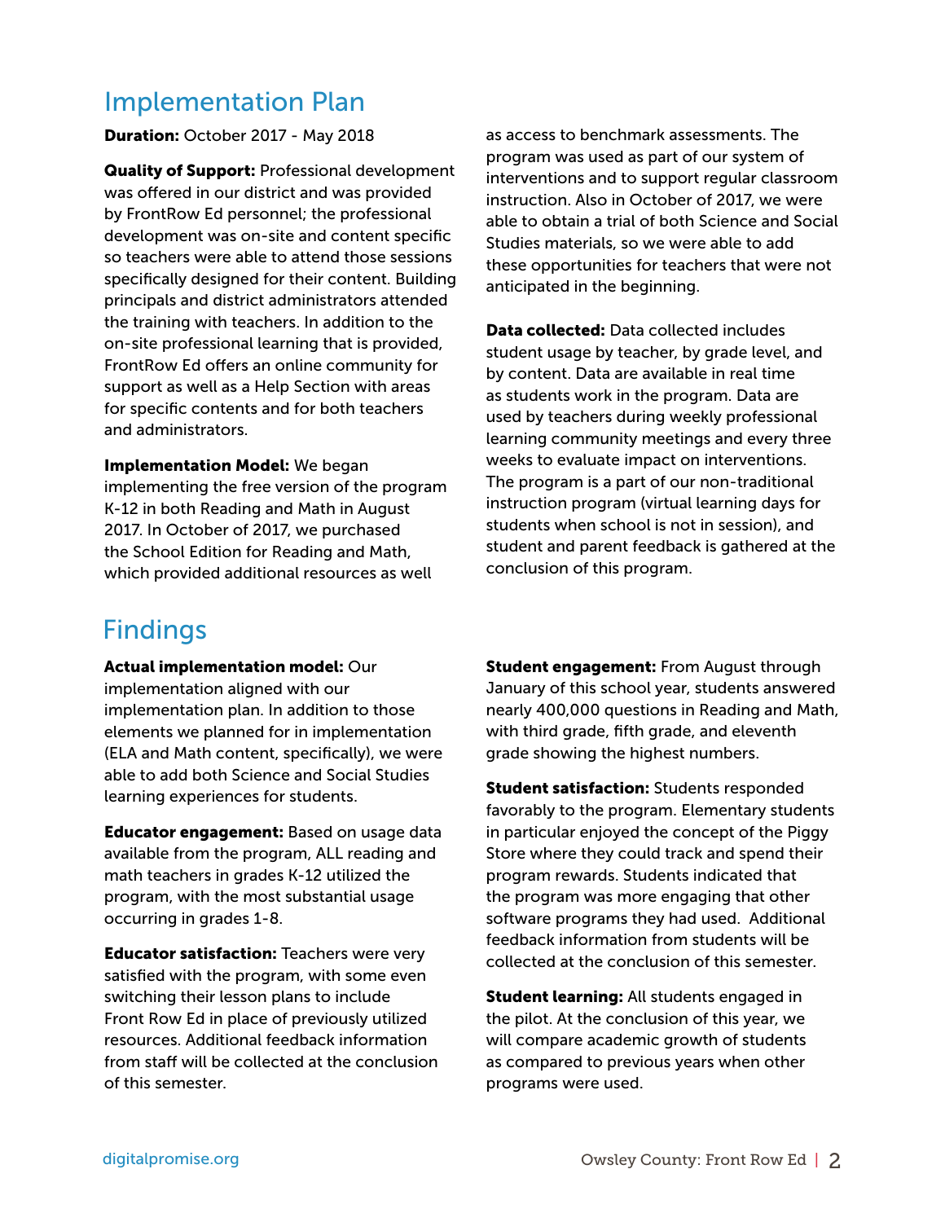## Implementation Plan

**Duration:** October 2017 - May 2018

**Quality of Support:** Professional development was offered in our district and was provided by FrontRow Ed personnel; the professional development was on-site and content specific so teachers were able to attend those sessions specifically designed for their content. Building principals and district administrators attended the training with teachers. In addition to the on-site professional learning that is provided, FrontRow Ed offers an online community for support as well as a Help Section with areas for specific contents and for both teachers and administrators.

**Implementation Model:** We began implementing the free version of the program K-12 in both Reading and Math in August 2017. In October of 2017, we purchased the School Edition for Reading and Math, which provided additional resources as well as access to benchmark assessments. The program was used as part of our system of interventions and to support regular classroom instruction. Also in October of 2017, we were able to obtain a trial of both Science and Social Studies materials, so we were able to add these opportunities for teachers that were not anticipated in the beginning.

**Data collected:** Data collected includes student usage by teacher, by grade level, and by content. Data are available in real time as students work in the program. Data are used by teachers during weekly professional learning community meetings and every three weeks to evaluate impact on interventions. The program is a part of our non-traditional instruction program (virtual learning days for students when school is not in session), and student and parent feedback is gathered at the conclusion of this program.

## Findings

**Actual implementation model:** Our implementation aligned with our implementation plan. In addition to those elements we planned for in implementation (ELA and Math content, specifically), we were able to add both Science and Social Studies learning experiences for students.

**Educator engagement:** Based on usage data available from the program, ALL reading and math teachers in grades K-12 utilized the program, with the most substantial usage occurring in grades 1-8.

**Educator satisfaction:** Teachers were very satisfied with the program, with some even switching their lesson plans to include Front Row Ed in place of previously utilized resources. Additional feedback information from staff will be collected at the conclusion of this semester.

**Student engagement:** From August through January of this school year, students answered nearly 400,000 questions in Reading and Math, with third grade, fifth grade, and eleventh grade showing the highest numbers.

**Student satisfaction:** Students responded favorably to the program. Elementary students in particular enjoyed the concept of the Piggy Store where they could track and spend their program rewards. Students indicated that the program was more engaging that other software programs they had used. Additional feedback information from students will be collected at the conclusion of this semester.

**Student learning:** All students engaged in the pilot. At the conclusion of this year, we will compare academic growth of students as compared to previous years when other programs were used.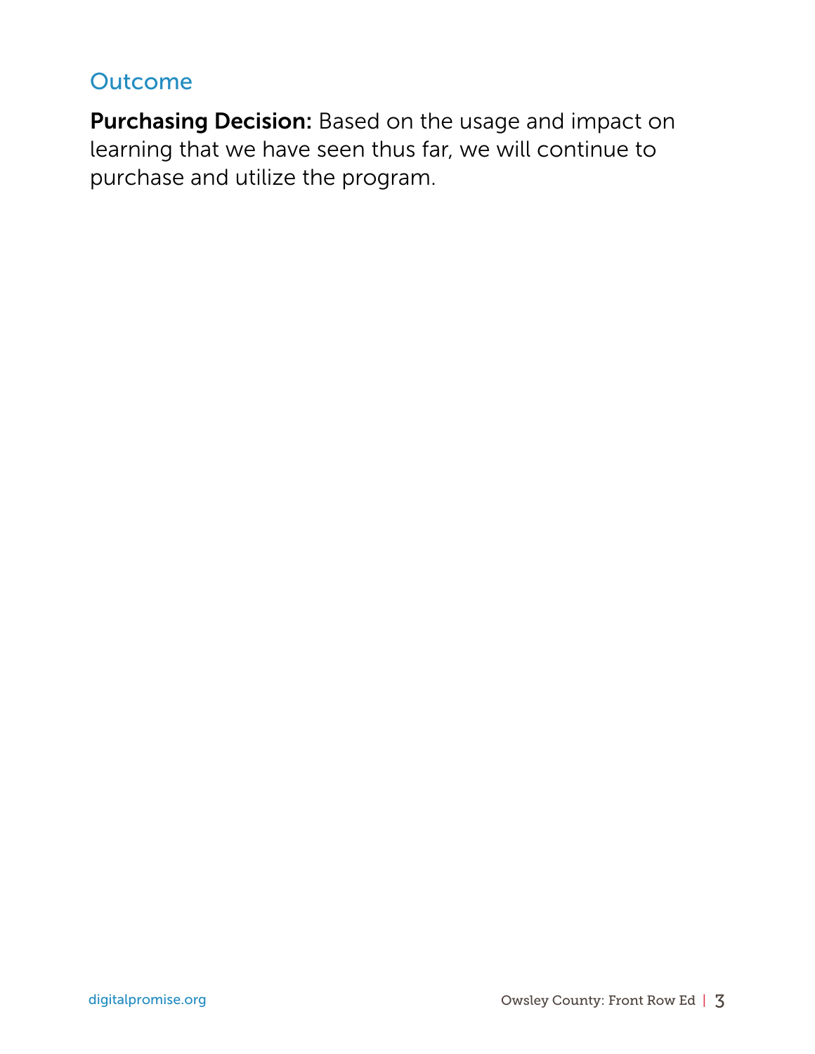## Outcome

**Purchasing Decision:** Based on the usage and impact on learning that we have seen thus far, we will continue to purchase and utilize the program.